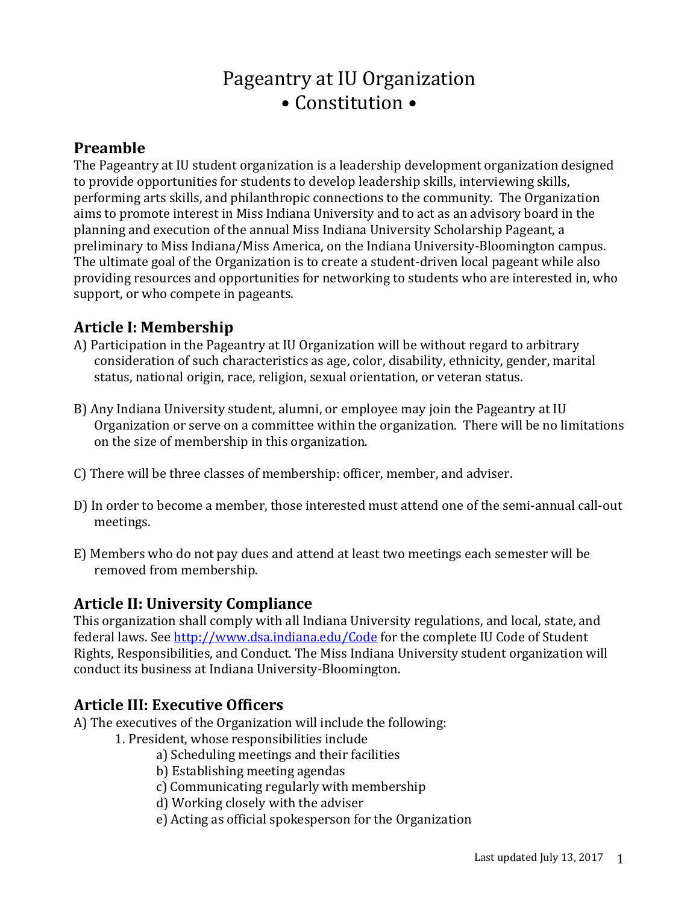# Pageantry at IU Organization
# • Constitution •

## Preamble

The Pageantry at IU student organization is a leadership development organization designed to provide opportunities for students to develop leadership skills, interviewing skills, performing arts skills, and philanthropic connections to the community. The Organization aims to promote interest in Miss Indiana University and to act as an advisory board in the planning and execution of the annual Miss Indiana University Scholarship Pageant, a preliminary to Miss Indiana/Miss America, on the Indiana University-Bloomington campus. The ultimate goal of the Organization is to create a student-driven local pageant while also providing resources and opportunities for networking to students who are interested in, who support, or who compete in pageants.

## Article I: Membership

A) Participation in the Pageantry at IU Organization will be without regard to arbitrary consideration of such characteristics as age, color, disability, ethnicity, gender, marital status, national origin, race, religion, sexual orientation, or veteran status.

B) Any Indiana University student, alumni, or employee may join the Pageantry at IU Organization or serve on a committee within the organization. There will be no limitations on the size of membership in this organization.

C) There will be three classes of membership: officer, member, and adviser.

D) In order to become a member, those interested must attend one of the semi-annual call-out meetings.

E) Members who do not pay dues and attend at least two meetings each semester will be removed from membership.

## Article II: University Compliance

This organization shall comply with all Indiana University regulations, and local, state, and federal laws. See [http://www.dsa.indiana.edu/Code](http://www.dsa.indiana.edu/Code) for the complete IU Code of Student Rights, Responsibilities, and Conduct. The Miss Indiana University student organization will conduct its business at Indiana University-Bloomington.

## Article III: Executive Officers

A) The executives of the Organization will include the following:

1. President, whose responsibilities include
   - a) Scheduling meetings and their facilities
   - b) Establishing meeting agendas
   - c) Communicating regularly with membership
   - d) Working closely with the adviser
   - e) Acting as official spokesperson for the Organization

Last updated July 13, 2017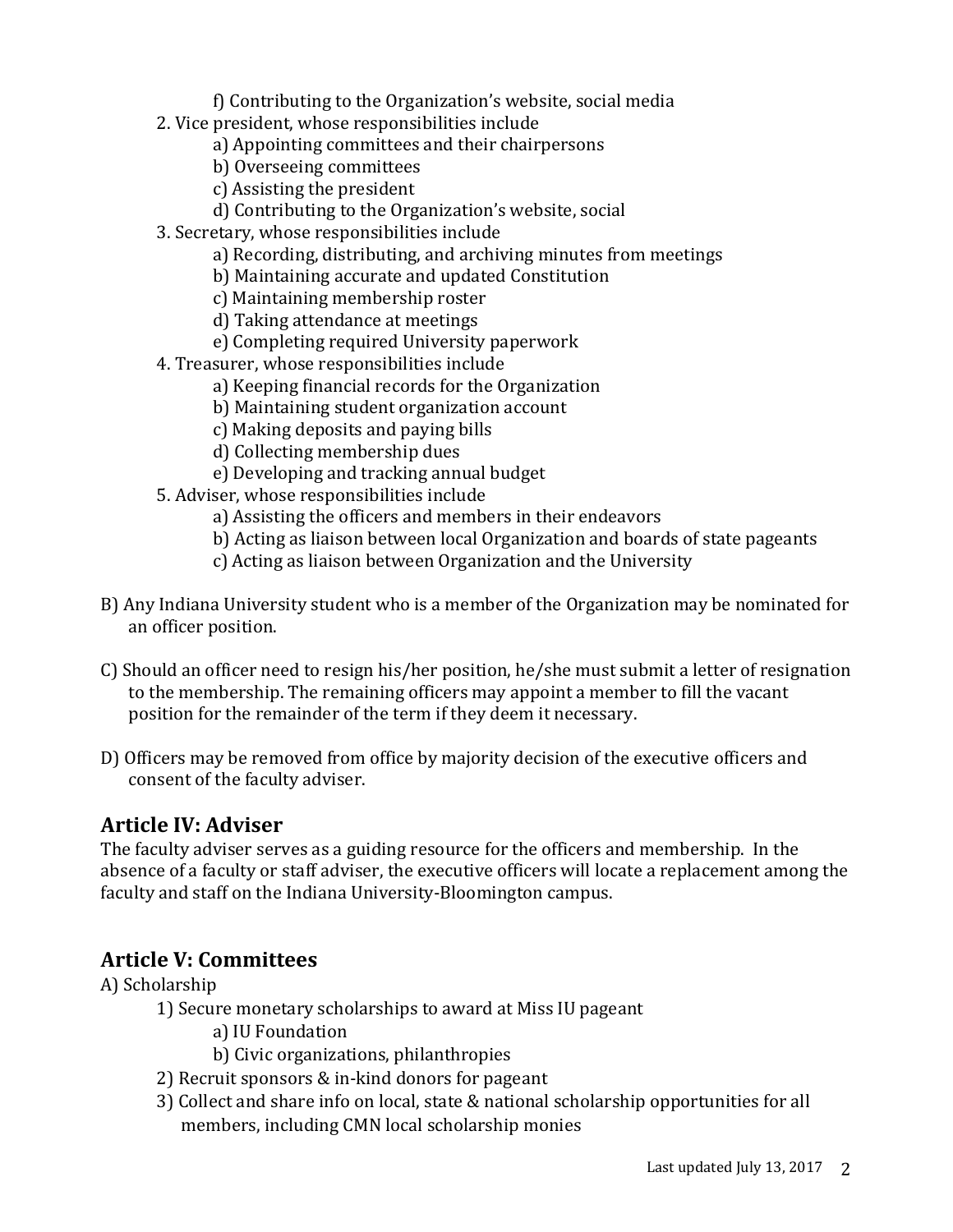f) Contributing to the Organization's website, social media
2. Vice president, whose responsibilities include
   a) Appointing committees and their chairpersons
   b) Overseeing committees
   c) Assisting the president
   d) Contributing to the Organization's website, social
3. Secretary, whose responsibilities include
   a) Recording, distributing, and archiving minutes from meetings
   b) Maintaining accurate and updated Constitution
   c) Maintaining membership roster
   d) Taking attendance at meetings
   e) Completing required University paperwork
4. Treasurer, whose responsibilities include
   a) Keeping financial records for the Organization
   b) Maintaining student organization account
   c) Making deposits and paying bills
   d) Collecting membership dues
   e) Developing and tracking annual budget
5. Adviser, whose responsibilities include
   a) Assisting the officers and members in their endeavors
   b) Acting as liaison between local Organization and boards of state pageants
   c) Acting as liaison between Organization and the University

B) Any Indiana University student who is a member of the Organization may be nominated for an officer position.

C) Should an officer need to resign his/her position, he/she must submit a letter of resignation to the membership. The remaining officers may appoint a member to fill the vacant position for the remainder of the term if they deem it necessary.

D) Officers may be removed from office by majority decision of the executive officers and consent of the faculty adviser.

## Article IV: Adviser

The faculty adviser serves as a guiding resource for the officers and membership. In the absence of a faculty or staff adviser, the executive officers will locate a replacement among the faculty and staff on the Indiana University-Bloomington campus.

## Article V: Committees

A) Scholarship
1) Secure monetary scholarships to award at Miss IU pageant
   a) IU Foundation
   b) Civic organizations, philanthropies
2) Recruit sponsors & in-kind donors for pageant
3) Collect and share info on local, state & national scholarship opportunities for all members, including CMN local scholarship monies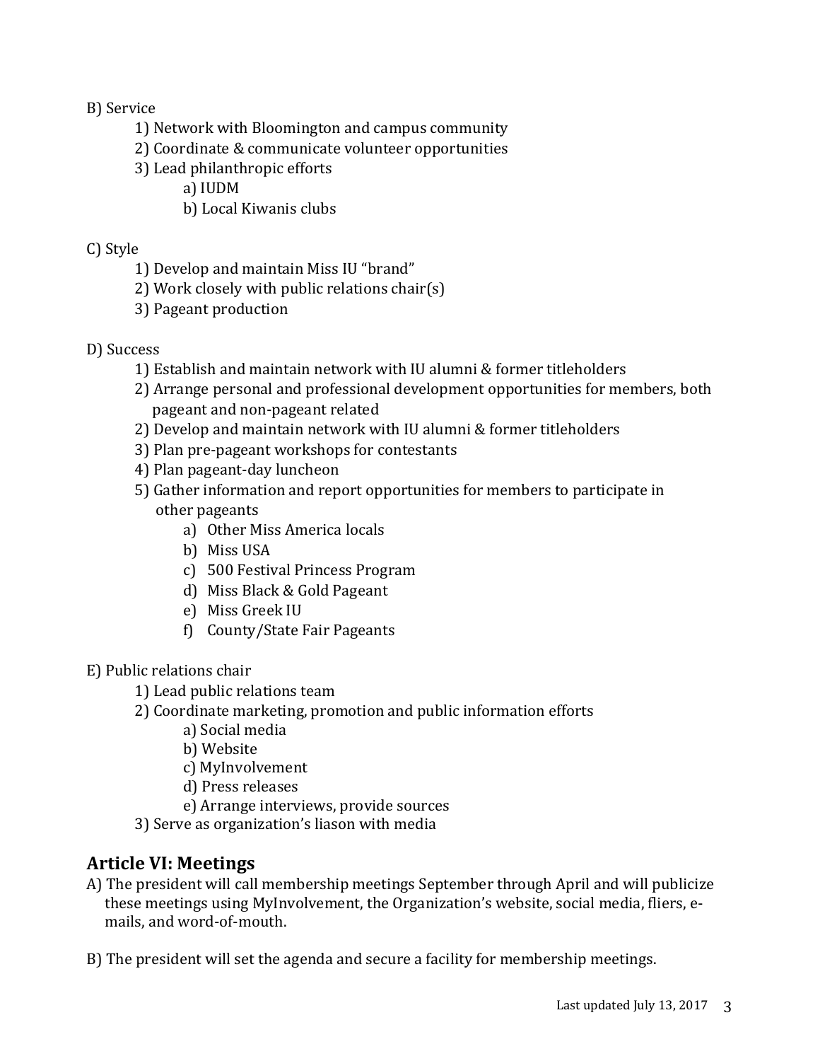B) Service

1) Network with Bloomington and campus community
2) Coordinate & communicate volunteer opportunities
3) Lead philanthropic efforts
    a) IUDM
    b) Local Kiwanis clubs

C) Style

1) Develop and maintain Miss IU "brand"
2) Work closely with public relations chair(s)
3) Pageant production

D) Success

1) Establish and maintain network with IU alumni & former titleholders
2) Arrange personal and professional development opportunities for members, both pageant and non-pageant related
2) Develop and maintain network with IU alumni & former titleholders
3) Plan pre-pageant workshops for contestants
4) Plan pageant-day luncheon
5) Gather information and report opportunities for members to participate in other pageants
    a) Other Miss America locals
    b) Miss USA
    c) 500 Festival Princess Program
    d) Miss Black & Gold Pageant
    e) Miss Greek IU
    f) County/State Fair Pageants

E) Public relations chair

1) Lead public relations team
2) Coordinate marketing, promotion and public information efforts
    a) Social media
    b) Website
    c) MyInvolvement
    d) Press releases
    e) Arrange interviews, provide sources
3) Serve as organization's liason with media

## Article VI: Meetings

A) The president will call membership meetings September through April and will publicize these meetings using MyInvolvement, the Organization's website, social media, fliers, e-mails, and word-of-mouth.

B) The president will set the agenda and secure a facility for membership meetings.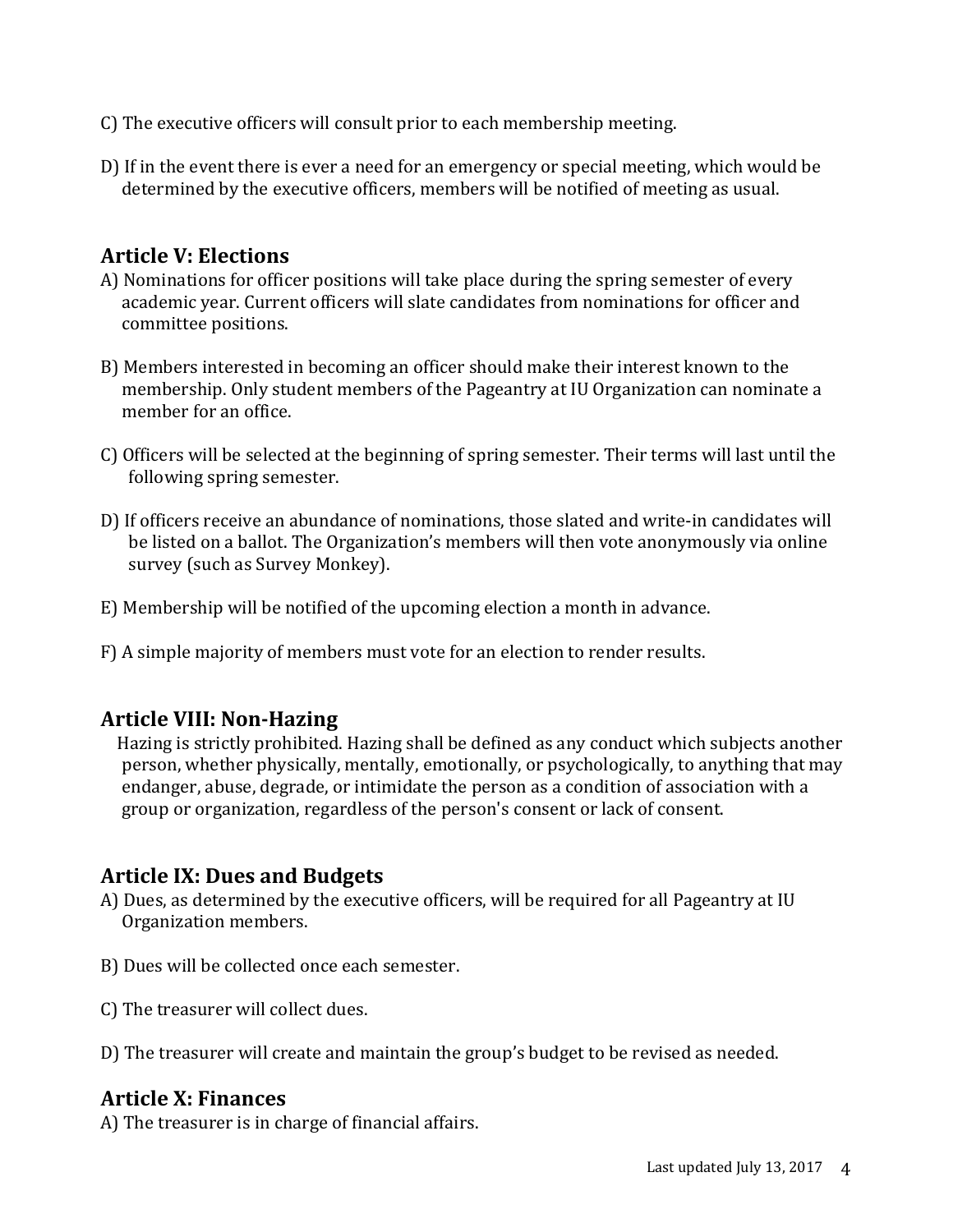C) The executive officers will consult prior to each membership meeting.

D) If in the event there is ever a need for an emergency or special meeting, which would be determined by the executive officers, members will be notified of meeting as usual.

## Article V: Elections

A) Nominations for officer positions will take place during the spring semester of every academic year. Current officers will slate candidates from nominations for officer and committee positions.

B) Members interested in becoming an officer should make their interest known to the membership. Only student members of the Pageantry at IU Organization can nominate a member for an office.

C) Officers will be selected at the beginning of spring semester. Their terms will last until the following spring semester.

D) If officers receive an abundance of nominations, those slated and write-in candidates will be listed on a ballot. The Organization's members will then vote anonymously via online survey (such as Survey Monkey).

E) Membership will be notified of the upcoming election a month in advance.

F) A simple majority of members must vote for an election to render results.

## Article VIII: Non-Hazing

Hazing is strictly prohibited. Hazing shall be defined as any conduct which subjects another person, whether physically, mentally, emotionally, or psychologically, to anything that may endanger, abuse, degrade, or intimidate the person as a condition of association with a group or organization, regardless of the person's consent or lack of consent.

## Article IX: Dues and Budgets

A) Dues, as determined by the executive officers, will be required for all Pageantry at IU Organization members.

B) Dues will be collected once each semester.

C) The treasurer will collect dues.

D) The treasurer will create and maintain the group's budget to be revised as needed.

## Article X: Finances

A) The treasurer is in charge of financial affairs.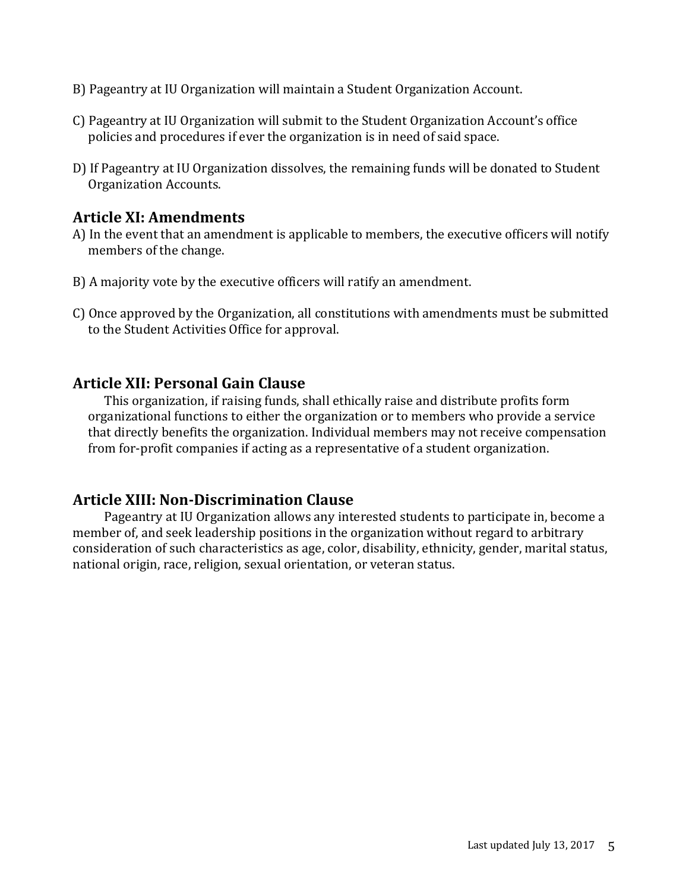B) Pageantry at IU Organization will maintain a Student Organization Account.

C) Pageantry at IU Organization will submit to the Student Organization Account's office policies and procedures if ever the organization is in need of said space.

D) If Pageantry at IU Organization dissolves, the remaining funds will be donated to Student Organization Accounts.

## Article XI: Amendments

A) In the event that an amendment is applicable to members, the executive officers will notify members of the change.

B) A majority vote by the executive officers will ratify an amendment.

C) Once approved by the Organization, all constitutions with amendments must be submitted to the Student Activities Office for approval.

## Article XII: Personal Gain Clause

This organization, if raising funds, shall ethically raise and distribute profits form organizational functions to either the organization or to members who provide a service that directly benefits the organization. Individual members may not receive compensation from for-profit companies if acting as a representative of a student organization.

## Article XIII: Non-Discrimination Clause

Pageantry at IU Organization allows any interested students to participate in, become a member of, and seek leadership positions in the organization without regard to arbitrary consideration of such characteristics as age, color, disability, ethnicity, gender, marital status, national origin, race, religion, sexual orientation, or veteran status.